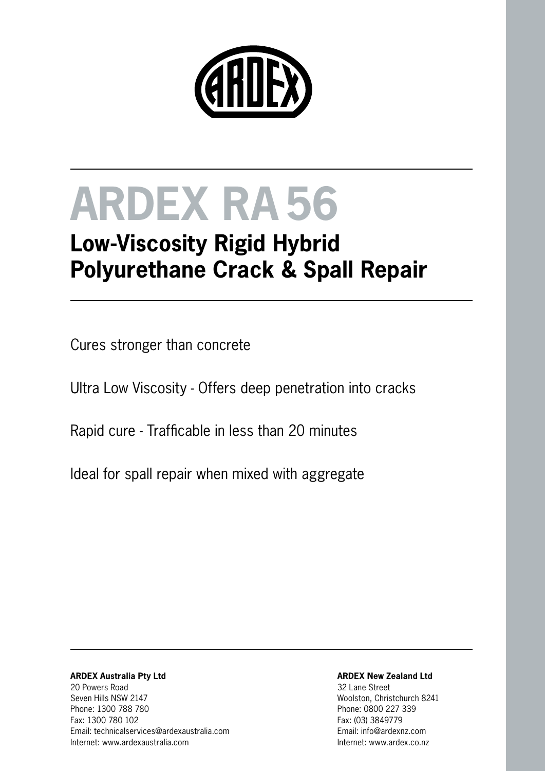# ARDEX RA 56

## Low-Viscosity Rigid Hybrid Polyurethane Crack & Spall Repair

Cures stronger than concrete

Ultra Low Viscosity - Offers deep penetration into cracks

Rapid cure - Trafficable in less than 20 minutes

Ideal for spall repair when mixed with aggregate

**ARDEX Australia Pty Ltd**
20 Powers Road
Seven Hills NSW 2147
Phone: 1300 788 780
Fax: 1300 780 102
Email: technicalservices@ardexaustralia.com
Internet: www.ardexaustralia.com

**ARDEX New Zealand Ltd**
32 Lane Street
Woolston, Christchurch 8241
Phone: 0800 227 339
Fax: (03) 3849779
Email: info@ardexnz.com
Internet: www.ardex.co.nz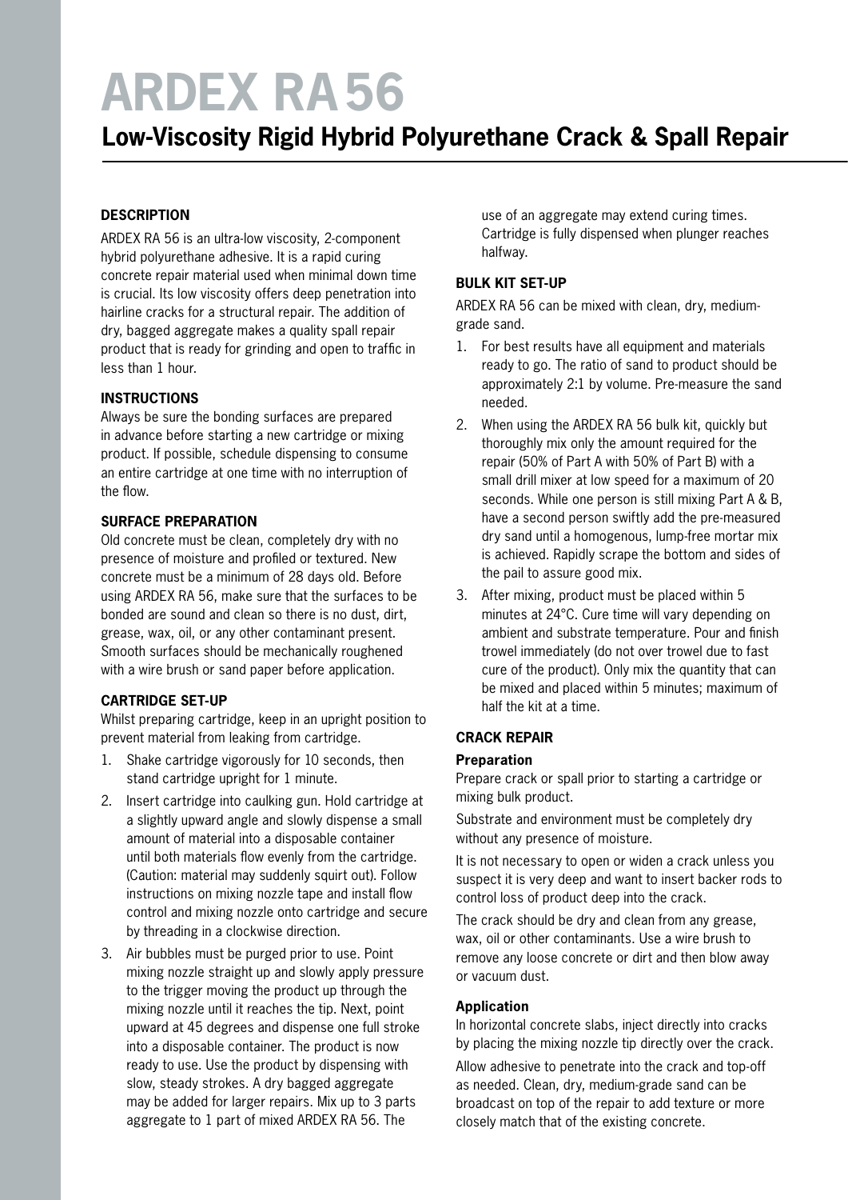# ARDEX RA 56

## Low-Viscosity Rigid Hybrid Polyurethane Crack & Spall Repair

### DESCRIPTION

ARDEX RA 56 is an ultra-low viscosity, 2-component hybrid polyurethane adhesive. It is a rapid curing concrete repair material used when minimal down time is crucial. Its low viscosity offers deep penetration into hairline cracks for a structural repair. The addition of dry, bagged aggregate makes a quality spall repair product that is ready for grinding and open to traffic in less than 1 hour.

### INSTRUCTIONS

Always be sure the bonding surfaces are prepared in advance before starting a new cartridge or mixing product. If possible, schedule dispensing to consume an entire cartridge at one time with no interruption of the flow.

### SURFACE PREPARATION

Old concrete must be clean, completely dry with no presence of moisture and profiled or textured. New concrete must be a minimum of 28 days old. Before using ARDEX RA 56, make sure that the surfaces to be bonded are sound and clean so there is no dust, dirt, grease, wax, oil, or any other contaminant present. Smooth surfaces should be mechanically roughened with a wire brush or sand paper before application.

### CARTRIDGE SET-UP

Whilst preparing cartridge, keep in an upright position to prevent material from leaking from cartridge.

1. Shake cartridge vigorously for 10 seconds, then stand cartridge upright for 1 minute.
2. Insert cartridge into caulking gun. Hold cartridge at a slightly upward angle and slowly dispense a small amount of material into a disposable container until both materials flow evenly from the cartridge. (Caution: material may suddenly squirt out). Follow instructions on mixing nozzle tape and install flow control and mixing nozzle onto cartridge and secure by threading in a clockwise direction.
3. Air bubbles must be purged prior to use. Point mixing nozzle straight up and slowly apply pressure to the trigger moving the product up through the mixing nozzle until it reaches the tip. Next, point upward at 45 degrees and dispense one full stroke into a disposable container. The product is now ready to use. Use the product by dispensing with slow, steady strokes. A dry bagged aggregate may be added for larger repairs. Mix up to 3 parts aggregate to 1 part of mixed ARDEX RA 56. The use of an aggregate may extend curing times. Cartridge is fully dispensed when plunger reaches halfway.

### BULK KIT SET-UP

ARDEX RA 56 can be mixed with clean, dry, medium-grade sand.

1. For best results have all equipment and materials ready to go. The ratio of sand to product should be approximately 2:1 by volume. Pre-measure the sand needed.
2. When using the ARDEX RA 56 bulk kit, quickly but thoroughly mix only the amount required for the repair (50% of Part A with 50% of Part B) with a small drill mixer at low speed for a maximum of 20 seconds. While one person is still mixing Part A & B, have a second person swiftly add the pre-measured dry sand until a homogenous, lump-free mortar mix is achieved. Rapidly scrape the bottom and sides of the pail to assure good mix.
3. After mixing, product must be placed within 5 minutes at 24°C. Cure time will vary depending on ambient and substrate temperature. Pour and finish trowel immediately (do not over trowel due to fast cure of the product). Only mix the quantity that can be mixed and placed within 5 minutes; maximum of half the kit at a time.

### CRACK REPAIR

#### Preparation

Prepare crack or spall prior to starting a cartridge or mixing bulk product.

Substrate and environment must be completely dry without any presence of moisture.

It is not necessary to open or widen a crack unless you suspect it is very deep and want to insert backer rods to control loss of product deep into the crack.

The crack should be dry and clean from any grease, wax, oil or other contaminants. Use a wire brush to remove any loose concrete or dirt and then blow away or vacuum dust.

#### Application

In horizontal concrete slabs, inject directly into cracks by placing the mixing nozzle tip directly over the crack.

Allow adhesive to penetrate into the crack and top-off as needed. Clean, dry, medium-grade sand can be broadcast on top of the repair to add texture or more closely match that of the existing concrete.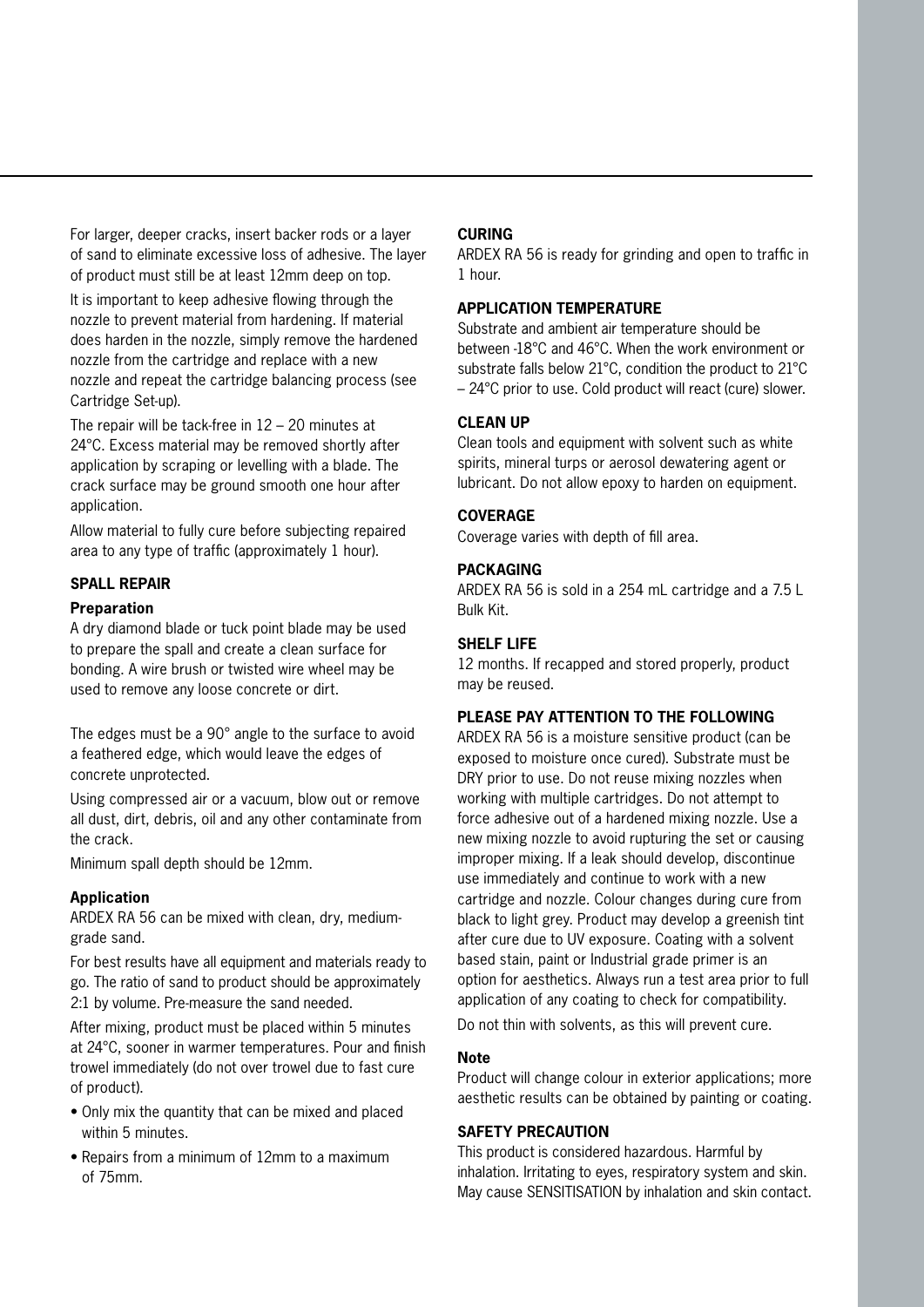For larger, deeper cracks, insert backer rods or a layer of sand to eliminate excessive loss of adhesive. The layer of product must still be at least 12mm deep on top.

It is important to keep adhesive flowing through the nozzle to prevent material from hardening. If material does harden in the nozzle, simply remove the hardened nozzle from the cartridge and replace with a new nozzle and repeat the cartridge balancing process (see Cartridge Set-up).

The repair will be tack-free in 12 – 20 minutes at 24°C. Excess material may be removed shortly after application by scraping or levelling with a blade. The crack surface may be ground smooth one hour after application.

Allow material to fully cure before subjecting repaired area to any type of traffic (approximately 1 hour).

## SPALL REPAIR

### Preparation

A dry diamond blade or tuck point blade may be used to prepare the spall and create a clean surface for bonding. A wire brush or twisted wire wheel may be used to remove any loose concrete or dirt.

The edges must be a 90° angle to the surface to avoid a feathered edge, which would leave the edges of concrete unprotected.

Using compressed air or a vacuum, blow out or remove all dust, dirt, debris, oil and any other contaminate from the crack.

Minimum spall depth should be 12mm.

### Application

ARDEX RA 56 can be mixed with clean, dry, medium-grade sand.

For best results have all equipment and materials ready to go. The ratio of sand to product should be approximately 2:1 by volume. Pre-measure the sand needed.

After mixing, product must be placed within 5 minutes at 24°C, sooner in warmer temperatures. Pour and finish trowel immediately (do not over trowel due to fast cure of product).

- Only mix the quantity that can be mixed and placed within 5 minutes.
- Repairs from a minimum of 12mm to a maximum of 75mm.

## CURING

ARDEX RA 56 is ready for grinding and open to traffic in 1 hour.

## APPLICATION TEMPERATURE

Substrate and ambient air temperature should be between -18°C and 46°C. When the work environment or substrate falls below 21°C, condition the product to 21°C – 24°C prior to use. Cold product will react (cure) slower.

## CLEAN UP

Clean tools and equipment with solvent such as white spirits, mineral turps or aerosol dewatering agent or lubricant. Do not allow epoxy to harden on equipment.

## COVERAGE

Coverage varies with depth of fill area.

## PACKAGING

ARDEX RA 56 is sold in a 254 mL cartridge and a 7.5 L Bulk Kit.

## SHELF LIFE

12 months. If recapped and stored properly, product may be reused.

## PLEASE PAY ATTENTION TO THE FOLLOWING

ARDEX RA 56 is a moisture sensitive product (can be exposed to moisture once cured). Substrate must be DRY prior to use. Do not reuse mixing nozzles when working with multiple cartridges. Do not attempt to force adhesive out of a hardened mixing nozzle. Use a new mixing nozzle to avoid rupturing the set or causing improper mixing. If a leak should develop, discontinue use immediately and continue to work with a new cartridge and nozzle. Colour changes during cure from black to light grey. Product may develop a greenish tint after cure due to UV exposure. Coating with a solvent based stain, paint or Industrial grade primer is an option for aesthetics. Always run a test area prior to full application of any coating to check for compatibility.

Do not thin with solvents, as this will prevent cure.

### Note

Product will change colour in exterior applications; more aesthetic results can be obtained by painting or coating.

## SAFETY PRECAUTION

This product is considered hazardous. Harmful by inhalation. Irritating to eyes, respiratory system and skin. May cause SENSITISATION by inhalation and skin contact.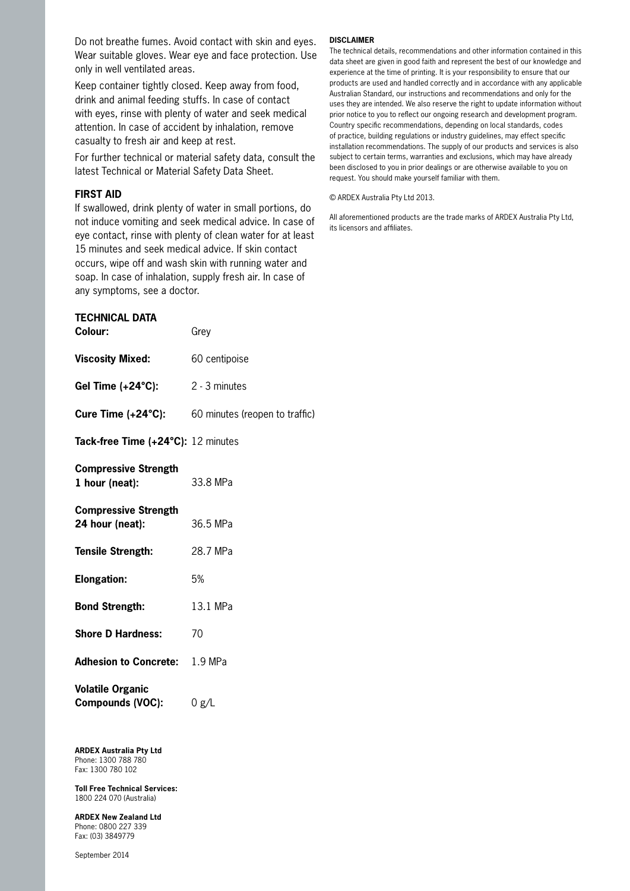Do not breathe fumes. Avoid contact with skin and eyes. Wear suitable gloves. Wear eye and face protection. Use only in well ventilated areas.

Keep container tightly closed. Keep away from food, drink and animal feeding stuffs. In case of contact with eyes, rinse with plenty of water and seek medical attention. In case of accident by inhalation, remove casualty to fresh air and keep at rest.

For further technical or material safety data, consult the latest Technical or Material Safety Data Sheet.

## FIRST AID

If swallowed, drink plenty of water in small portions, do not induce vomiting and seek medical advice. In case of eye contact, rinse with plenty of clean water for at least 15 minutes and seek medical advice. If skin contact occurs, wipe off and wash skin with running water and soap. In case of inhalation, supply fresh air. In case of any symptoms, see a doctor.

## TECHNICAL DATA

| | |
|---|---|
| **Colour:** | Grey |
| **Viscosity Mixed:** | 60 centipoise |
| **Gel Time (+24°C):** | 2 - 3 minutes |
| **Cure Time (+24°C):** | 60 minutes (reopen to traffic) |
| **Tack-free Time (+24°C):** | 12 minutes |
| **Compressive Strength 1 hour (neat):** | 33.8 MPa |
| **Compressive Strength 24 hour (neat):** | 36.5 MPa |
| **Tensile Strength:** | 28.7 MPa |
| **Elongation:** | 5% |
| **Bond Strength:** | 13.1 MPa |
| **Shore D Hardness:** | 70 |
| **Adhesion to Concrete:** | 1.9 MPa |
| **Volatile Organic Compounds (VOC):** | 0 g/L |

**ARDEX Australia Pty Ltd**
Phone: 1300 788 780
Fax: 1300 780 102

**Toll Free Technical Services:**
1800 224 070 (Australia)

**ARDEX New Zealand Ltd**
Phone: 0800 227 339
Fax: (03) 3849779

September 2014

**DISCLAIMER**

The technical details, recommendations and other information contained in this data sheet are given in good faith and represent the best of our knowledge and experience at the time of printing. It is your responsibility to ensure that our products are used and handled correctly and in accordance with any applicable Australian Standard, our instructions and recommendations and only for the uses they are intended. We also reserve the right to update information without prior notice to you to reflect our ongoing research and development program. Country specific recommendations, depending on local standards, codes of practice, building regulations or industry guidelines, may effect specific installation recommendations. The supply of our products and services is also subject to certain terms, warranties and exclusions, which may have already been disclosed to you in prior dealings or are otherwise available to you on request. You should make yourself familiar with them.

© ARDEX Australia Pty Ltd 2013.

All aforementioned products are the trade marks of ARDEX Australia Pty Ltd, its licensors and affiliates.